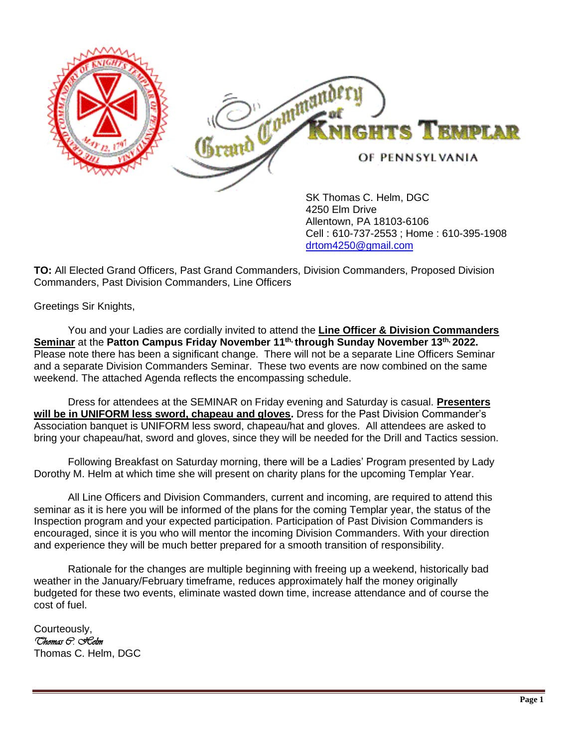Grand Commandery of Knights Templar of Pennsylvania

SK Thomas C. Helm, DGC
4250 Elm Drive
Allentown, PA 18103-6106
Cell : 610-737-2553 ; Home : 610-395-1908
drtom4250@gmail.com

**TO:** All Elected Grand Officers, Past Grand Commanders, Division Commanders, Proposed Division Commanders, Past Division Commanders, Line Officers

Greetings Sir Knights,

You and your Ladies are cordially invited to attend the **Line Officer & Division Commanders Seminar** at the **Patton Campus Friday November 11th, through Sunday November 13th, 2022.** Please note there has been a significant change. There will not be a separate Line Officers Seminar and a separate Division Commanders Seminar. These two events are now combined on the same weekend. The attached Agenda reflects the encompassing schedule.

Dress for attendees at the SEMINAR on Friday evening and Saturday is casual. **Presenters will be in UNIFORM less sword, chapeau and gloves.** Dress for the Past Division Commander's Association banquet is UNIFORM less sword, chapeau/hat and gloves. All attendees are asked to bring your chapeau/hat, sword and gloves, since they will be needed for the Drill and Tactics session.

Following Breakfast on Saturday morning, there will be a Ladies' Program presented by Lady Dorothy M. Helm at which time she will present on charity plans for the upcoming Templar Year.

All Line Officers and Division Commanders, current and incoming, are required to attend this seminar as it is here you will be informed of the plans for the coming Templar year, the status of the Inspection program and your expected participation. Participation of Past Division Commanders is encouraged, since it is you who will mentor the incoming Division Commanders. With your direction and experience they will be much better prepared for a smooth transition of responsibility.

Rationale for the changes are multiple beginning with freeing up a weekend, historically bad weather in the January/February timeframe, reduces approximately half the money originally budgeted for these two events, eliminate wasted down time, increase attendance and of course the cost of fuel.

Courteously,
*Thomas C. Helm*
Thomas C. Helm, DGC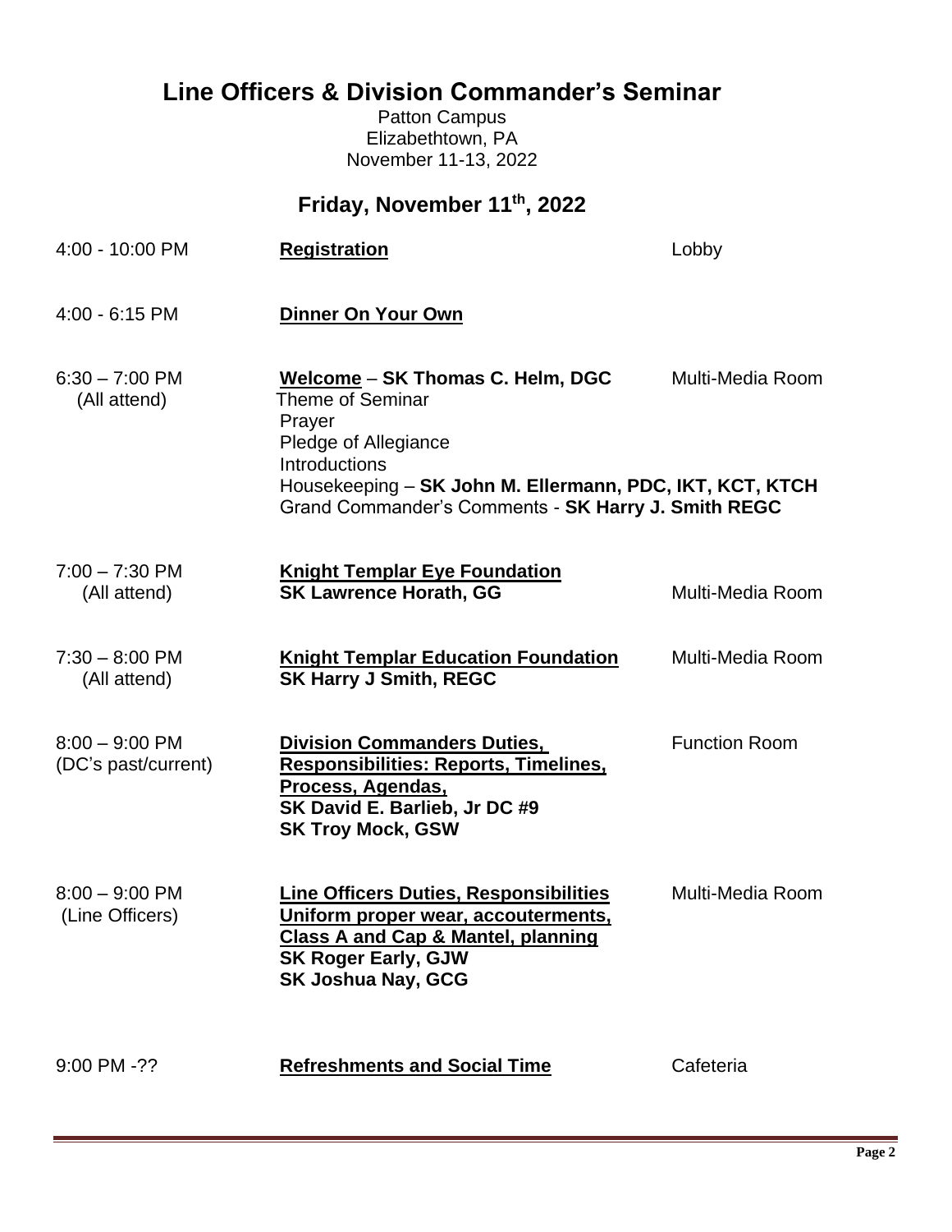# Line Officers & Division Commander's Seminar

Patton Campus
Elizabethtown, PA
November 11-13, 2022

## Friday, November 11th, 2022

| Time | Event | Location |
|---|---|---|
| 4:00 - 10:00 PM | **Registration** | Lobby |
| 4:00 - 6:15 PM | **Dinner On Your Own** | |
| 6:30 – 7:00 PM (All attend) | **Welcome** – **SK Thomas C. Helm, DGC**<br>Theme of Seminar<br>Prayer<br>Pledge of Allegiance<br>Introductions<br>Housekeeping – **SK John M. Ellermann, PDC, IKT, KCT, KTCH**<br>Grand Commander's Comments - **SK Harry J. Smith REGC** | Multi-Media Room |
| 7:00 – 7:30 PM (All attend) | **Knight Templar Eye Foundation**<br>**SK Lawrence Horath, GG** | Multi-Media Room |
| 7:30 – 8:00 PM (All attend) | **Knight Templar Education Foundation**<br>**SK Harry J Smith, REGC** | Multi-Media Room |
| 8:00 – 9:00 PM (DC's past/current) | **Division Commanders Duties, Responsibilities: Reports, Timelines, Process, Agendas,**<br>**SK David E. Barlieb, Jr DC #9**<br>**SK Troy Mock, GSW** | Function Room |
| 8:00 – 9:00 PM (Line Officers) | **Line Officers Duties, Responsibilities Uniform proper wear, accouterments, Class A and Cap & Mantel, planning**<br>**SK Roger Early, GJW**<br>**SK Joshua Nay, GCG** | Multi-Media Room |
| 9:00 PM -?? | **Refreshments and Social Time** | Cafeteria |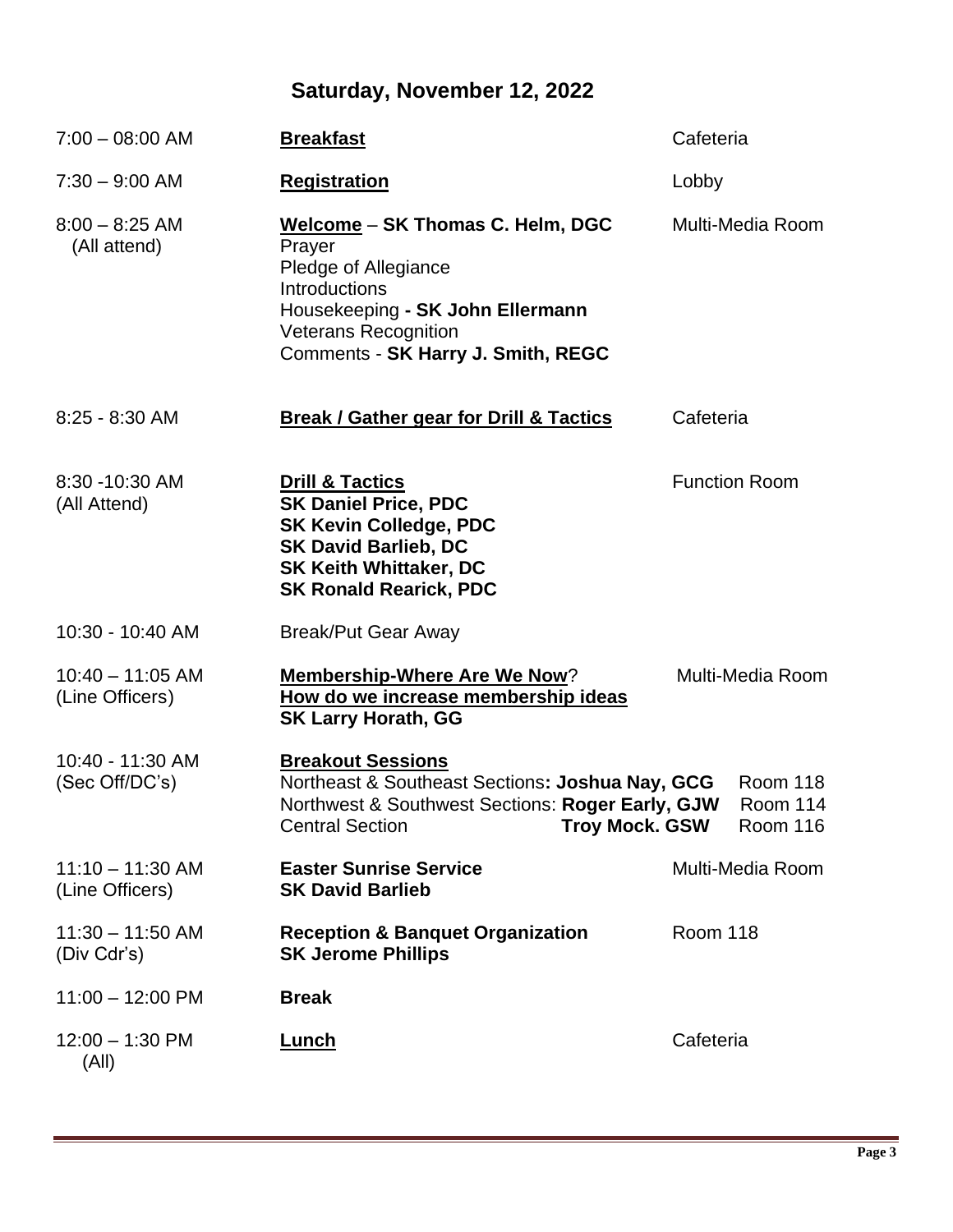# Saturday, November 12, 2022

| Time | Event | Location |
|---|---|---|
| 7:00 – 08:00 AM | **Breakfast** | Cafeteria |
| 7:30 – 9:00 AM | **Registration** | Lobby |
| 8:00 – 8:25 AM (All attend) | **Welcome** – **SK Thomas C. Helm, DGC**<br>Prayer<br>Pledge of Allegiance<br>Introductions<br>Housekeeping **- SK John Ellermann**<br>Veterans Recognition<br>Comments - **SK Harry J. Smith, REGC** | Multi-Media Room |
| 8:25 - 8:30 AM | **Break / Gather gear for Drill & Tactics** | Cafeteria |
| 8:30 -10:30 AM (All Attend) | **Drill & Tactics**<br>**SK Daniel Price, PDC**<br>**SK Kevin Colledge, PDC**<br>**SK David Barlieb, DC**<br>**SK Keith Whittaker, DC**<br>**SK Ronald Rearick, PDC** | Function Room |
| 10:30 - 10:40 AM | Break/Put Gear Away | |
| 10:40 – 11:05 AM (Line Officers) | **Membership-Where Are We Now**?<br>**How do we increase membership ideas**<br>**SK Larry Horath, GG** | Multi-Media Room |
| 10:40 - 11:30 AM (Sec Off/DC's) | **Breakout Sessions**<br>Northeast & Southeast Sections**: Joshua Nay, GCG**<br>Northwest & Southwest Sections: **Roger Early, GJW**<br>Central Section **Troy Mock. GSW** | Room 118<br>Room 114<br>Room 116 |
| 11:10 – 11:30 AM (Line Officers) | **Easter Sunrise Service**<br>**SK David Barlieb** | Multi-Media Room |
| 11:30 – 11:50 AM (Div Cdr's) | **Reception & Banquet Organization**<br>**SK Jerome Phillips** | Room 118 |
| 11:00 – 12:00 PM | **Break** | |
| 12:00 – 1:30 PM (All) | **Lunch** | Cafeteria |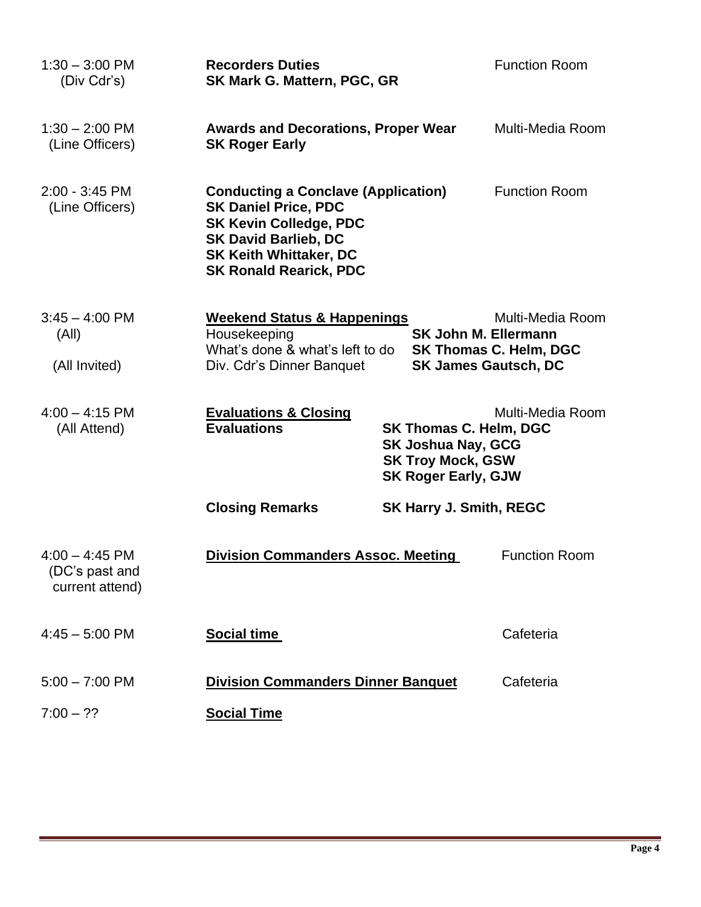| Time | Session / Presenter | Location |
|---|---|---|
| 1:30 – 3:00 PM (Div Cdr's) | **Recorders Duties**<br>**SK Mark G. Mattern, PGC, GR** | Function Room |
| 1:30 – 2:00 PM (Line Officers) | **Awards and Decorations, Proper Wear**<br>**SK Roger Early** | Multi-Media Room |
| 2:00 - 3:45 PM (Line Officers) | **Conducting a Conclave (Application)**<br>**SK Daniel Price, PDC**<br>**SK Kevin Colledge, PDC**<br>**SK David Barlieb, DC**<br>**SK Keith Whittaker, DC**<br>**SK Ronald Rearick, PDC** | Function Room |
| 3:45 – 4:00 PM (All)<br>(All Invited) | **<u>Weekend Status & Happenings</u>**<br>Housekeeping — **SK John M. Ellermann**<br>What's done & what's left to do — **SK Thomas C. Helm, DGC**<br>Div. Cdr's Dinner Banquet — **SK James Gautsch, DC** | Multi-Media Room |
| 4:00 – 4:15 PM (All Attend) | **<u>Evaluations & Closing</u>**<br>**Evaluations** — **SK Thomas C. Helm, DGC**, **SK Joshua Nay, GCG**, **SK Troy Mock, GSW**, **SK Roger Early, GJW**<br>**Closing Remarks** — **SK Harry J. Smith, REGC** | Multi-Media Room |
| 4:00 – 4:45 PM (DC's past and current attend) | **<u>Division Commanders Assoc. Meeting</u>** | Function Room |
| 4:45 – 5:00 PM | **<u>Social time</u>** | Cafeteria |
| 5:00 – 7:00 PM | **<u>Division Commanders Dinner Banquet</u>** | Cafeteria |
| 7:00 – ?? | **<u>Social Time</u>** | |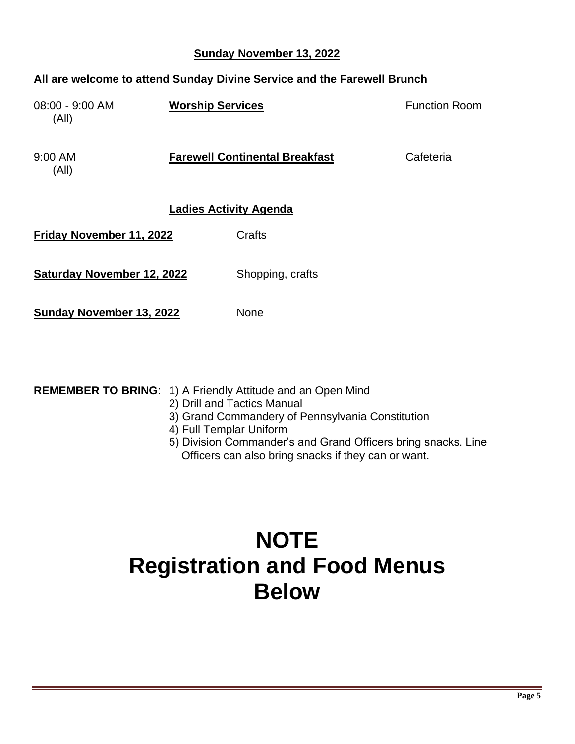## Sunday November 13, 2022

**All are welcome to attend Sunday Divine Service and the Farewell Brunch**

| | | |
|---|---|---|
| 08:00 - 9:00 AM (All) | **Worship Services** | Function Room |
| 9:00 AM (All) | **Farewell Continental Breakfast** | Cafeteria |

## Ladies Activity Agenda

| | |
|---|---|
| **Friday November 11, 2022** | Crafts |
| **Saturday November 12, 2022** | Shopping, crafts |
| **Sunday November 13, 2022** | None |

**REMEMBER TO BRING**:
1) A Friendly Attitude and an Open Mind
2) Drill and Tactics Manual
3) Grand Commandery of Pennsylvania Constitution
4) Full Templar Uniform
5) Division Commander's and Grand Officers bring snacks. Line Officers can also bring snacks if they can or want.

# NOTE
# Registration and Food Menus Below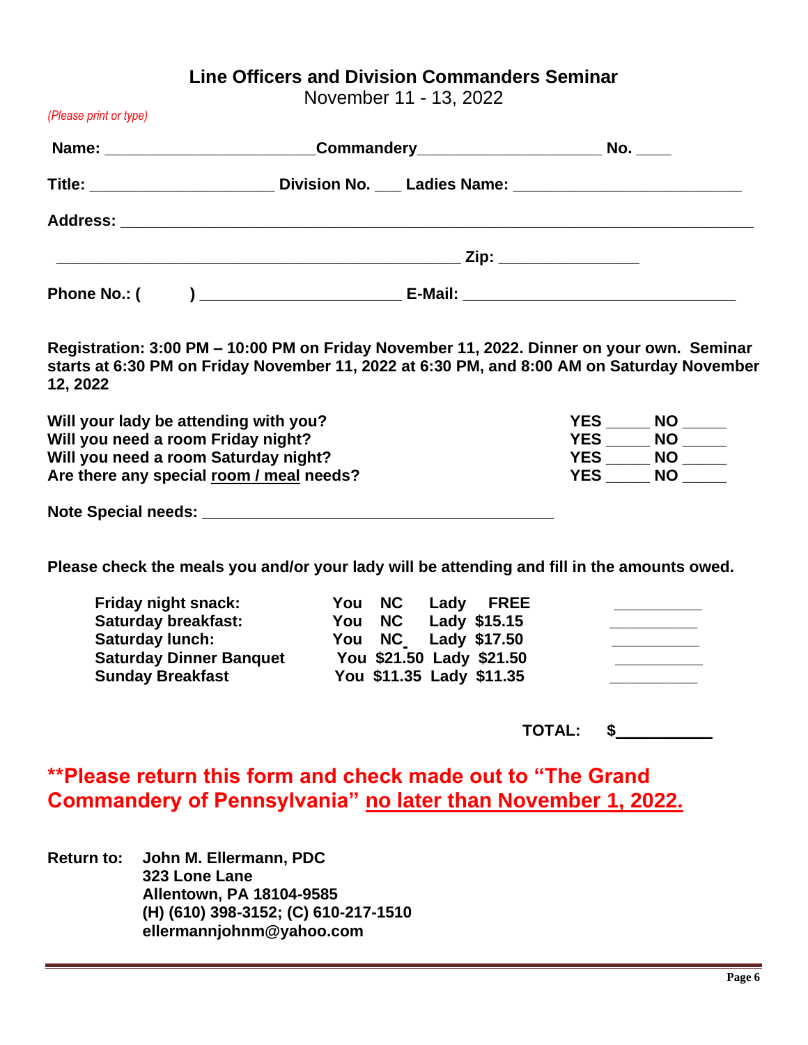## Line Officers and Division Commanders Seminar

November 11 - 13, 2022

*(Please print or type)*

**Name:** ________________________**Commandery**____________________ **No.** ____

**Title:** ____________________ **Division No.** ___ **Ladies Name:** _________________________

**Address:** ___________________________________________________________________________

_____________________________________________ **Zip:** ________________

**Phone No.: (       )** ______________________ **E-Mail:** ______________________________

**Registration: 3:00 PM – 10:00 PM on Friday November 11, 2022. Dinner on your own. Seminar starts at 6:30 PM on Friday November 11, 2022 at 6:30 PM, and 8:00 AM on Saturday November 12, 2022**

| | |
|---|---|
| **Will your lady be attending with you?** | **YES** _____ **NO** _____ |
| **Will you need a room Friday night?** | **YES** _____ **NO** _____ |
| **Will you need a room Saturday night?** | **YES** _____ **NO** _____ |
| **Are there any special room / meal needs?** | **YES** _____ **NO** _____ |

**Note Special needs:** ________________________________________

**Please check the meals you and/or your lady will be attending and fill in the amounts owed.**

| | | | |
|---|---|---|---|
| **Friday night snack:** | **You NC** | **Lady FREE** | __________ |
| **Saturday breakfast:** | **You NC** | **Lady $15.15** | __________ |
| **Saturday lunch:** | **You NC** | **Lady $17.50** | __________ |
| **Saturday Dinner Banquet** | **You $21.50** | **Lady $21.50** | __________ |
| **Sunday Breakfast** | **You $11.35** | **Lady $11.35** | __________ |

**TOTAL: $**__________

## **Please return this form and check made out to "The Grand Commandery of Pennsylvania" no later than November 1, 2022.

**Return to:** **John M. Ellermann, PDC**
**323 Lone Lane**
**Allentown, PA 18104-9585**
**(H) (610) 398-3152; (C) 610-217-1510**
**ellermannjohnm@yahoo.com**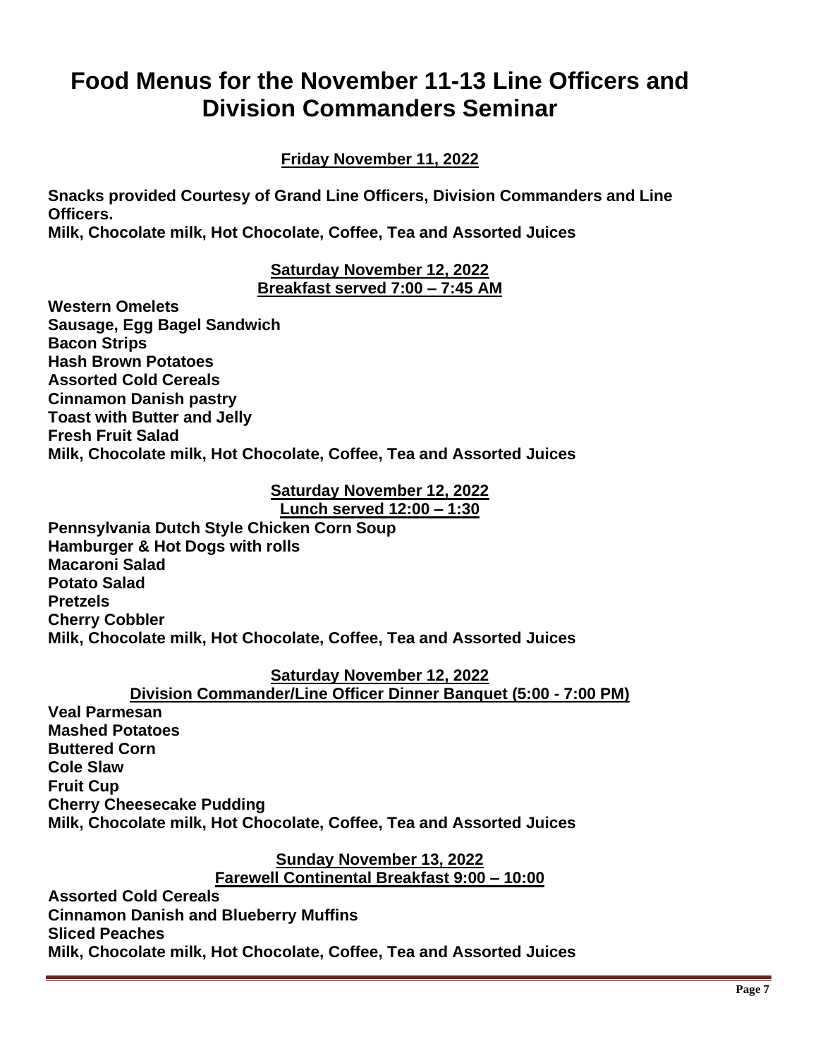# Food Menus for the November 11-13 Line Officers and Division Commanders Seminar

**Friday November 11, 2022**

**Snacks provided Courtesy of Grand Line Officers, Division Commanders and Line Officers.**
**Milk, Chocolate milk, Hot Chocolate, Coffee, Tea and Assorted Juices**

**Saturday November 12, 2022**
**Breakfast served 7:00 – 7:45 AM**

**Western Omelets**
**Sausage, Egg Bagel Sandwich**
**Bacon Strips**
**Hash Brown Potatoes**
**Assorted Cold Cereals**
**Cinnamon Danish pastry**
**Toast with Butter and Jelly**
**Fresh Fruit Salad**
**Milk, Chocolate milk, Hot Chocolate, Coffee, Tea and Assorted Juices**

**Saturday November 12, 2022**
**Lunch served 12:00 – 1:30**

**Pennsylvania Dutch Style Chicken Corn Soup**
**Hamburger & Hot Dogs with rolls**
**Macaroni Salad**
**Potato Salad**
**Pretzels**
**Cherry Cobbler**
**Milk, Chocolate milk, Hot Chocolate, Coffee, Tea and Assorted Juices**

**Saturday November 12, 2022**
**Division Commander/Line Officer Dinner Banquet (5:00 - 7:00 PM)**

**Veal Parmesan**
**Mashed Potatoes**
**Buttered Corn**
**Cole Slaw**
**Fruit Cup**
**Cherry Cheesecake Pudding**
**Milk, Chocolate milk, Hot Chocolate, Coffee, Tea and Assorted Juices**

**Sunday November 13, 2022**
**Farewell Continental Breakfast 9:00 – 10:00**

**Assorted Cold Cereals**
**Cinnamon Danish and Blueberry Muffins**
**Sliced Peaches**
**Milk, Chocolate milk, Hot Chocolate, Coffee, Tea and Assorted Juices**